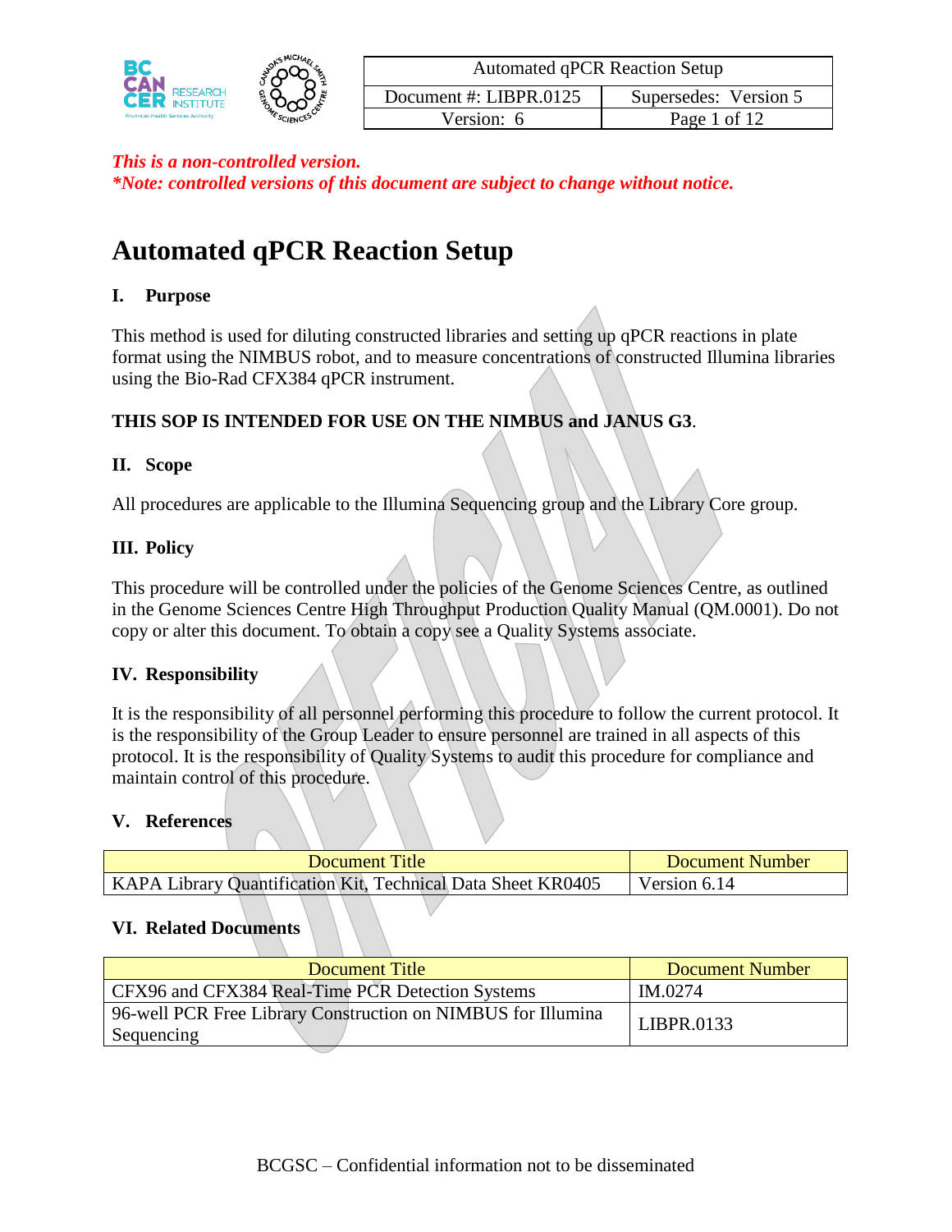*This is a non-controlled version.*
***Note: controlled versions of this document are subject to change without notice.***

# Automated qPCR Reaction Setup

## I. Purpose

This method is used for diluting constructed libraries and setting up qPCR reactions in plate format using the NIMBUS robot, and to measure concentrations of constructed Illumina libraries using the Bio-Rad CFX384 qPCR instrument.

**THIS SOP IS INTENDED FOR USE ON THE NIMBUS and JANUS G3**.

## II. Scope

All procedures are applicable to the Illumina Sequencing group and the Library Core group.

## III. Policy

This procedure will be controlled under the policies of the Genome Sciences Centre, as outlined in the Genome Sciences Centre High Throughput Production Quality Manual (QM.0001). Do not copy or alter this document. To obtain a copy see a Quality Systems associate.

## IV. Responsibility

It is the responsibility of all personnel performing this procedure to follow the current protocol. It is the responsibility of the Group Leader to ensure personnel are trained in all aspects of this protocol. It is the responsibility of Quality Systems to audit this procedure for compliance and maintain control of this procedure.

## V. References

| Document Title | Document Number |
|---|---|
| KAPA Library Quantification Kit, Technical Data Sheet KR0405 | Version 6.14 |

## VI. Related Documents

| Document Title | Document Number |
|---|---|
| CFX96 and CFX384 Real-Time PCR Detection Systems | IM.0274 |
| 96-well PCR Free Library Construction on NIMBUS for Illumina Sequencing | LIBPR.0133 |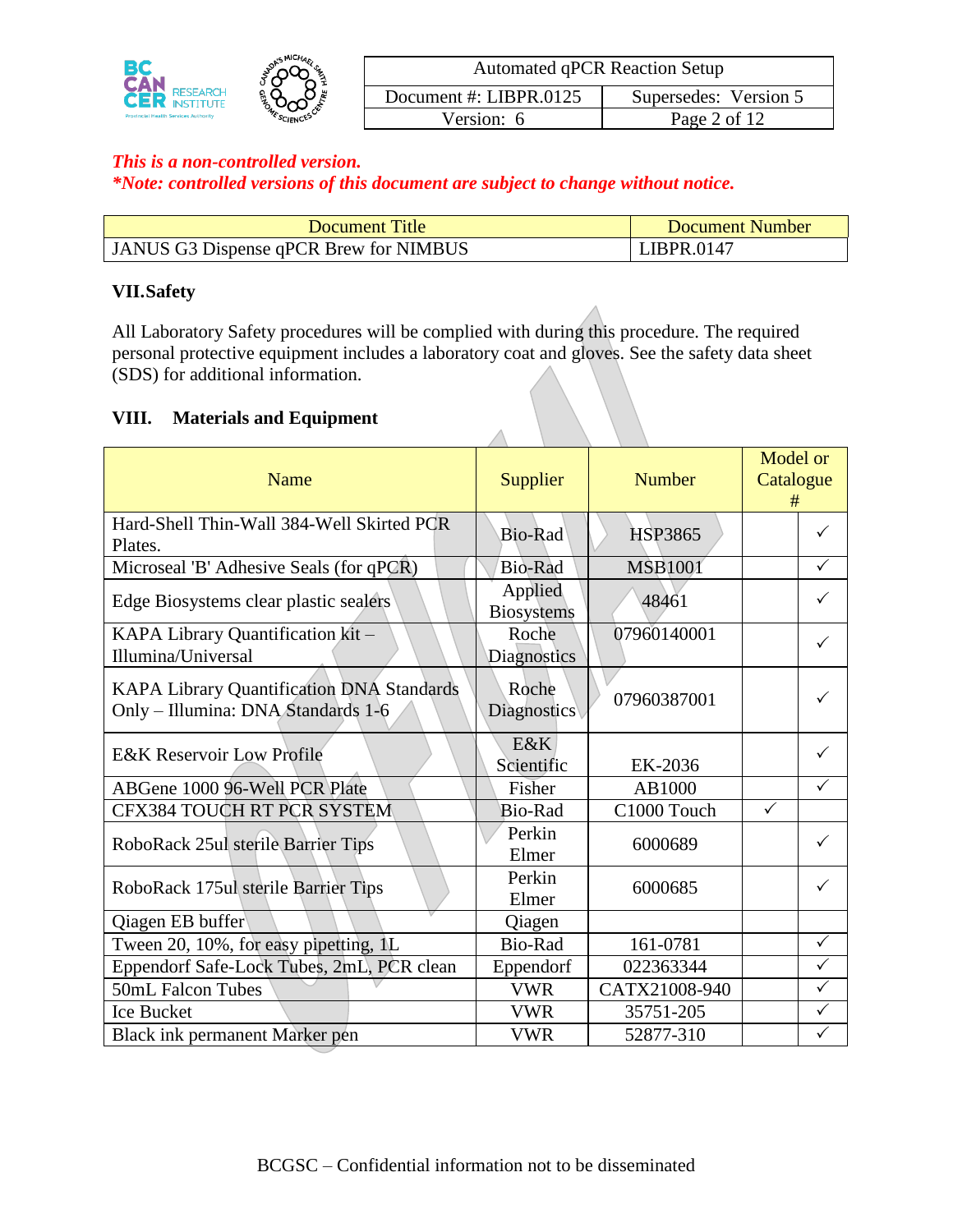*This is a non-controlled version.*
*\*Note: controlled versions of this document are subject to change without notice.*

| Document Title | Document Number |
|---|---|
| JANUS G3 Dispense qPCR Brew for NIMBUS | LIBPR.0147 |

## VII. Safety

All Laboratory Safety procedures will be complied with during this procedure. The required personal protective equipment includes a laboratory coat and gloves. See the safety data sheet (SDS) for additional information.

## VIII. Materials and Equipment

| Name | Supplier | Number | Model or Catalogue # | |
|---|---|---|---|---|
| Hard-Shell Thin-Wall 384-Well Skirted PCR Plates. | Bio-Rad | HSP3865 | | ✓ |
| Microseal 'B' Adhesive Seals (for qPCR) | Bio-Rad | MSB1001 | | ✓ |
| Edge Biosystems clear plastic sealers | Applied Biosystems | 48461 | | ✓ |
| KAPA Library Quantification kit – Illumina/Universal | Roche Diagnostics | 07960140001 | | ✓ |
| KAPA Library Quantification DNA Standards Only – Illumina: DNA Standards 1-6 | Roche Diagnostics | 07960387001 | | ✓ |
| E&K Reservoir Low Profile | E&K Scientific | EK-2036 | | ✓ |
| ABGene 1000 96-Well PCR Plate | Fisher | AB1000 | | ✓ |
| CFX384 TOUCH RT PCR SYSTEM | Bio-Rad | C1000 Touch | ✓ | |
| RoboRack 25ul sterile Barrier Tips | Perkin Elmer | 6000689 | | ✓ |
| RoboRack 175ul sterile Barrier Tips | Perkin Elmer | 6000685 | | ✓ |
| Qiagen EB buffer | Qiagen | | | |
| Tween 20, 10%, for easy pipetting, 1L | Bio-Rad | 161-0781 | | ✓ |
| Eppendorf Safe-Lock Tubes, 2mL, PCR clean | Eppendorf | 022363344 | | ✓ |
| 50mL Falcon Tubes | VWR | CATX21008-940 | | ✓ |
| Ice Bucket | VWR | 35751-205 | | ✓ |
| Black ink permanent Marker pen | VWR | 52877-310 | | ✓ |

BCGSC – Confidential information not to be disseminated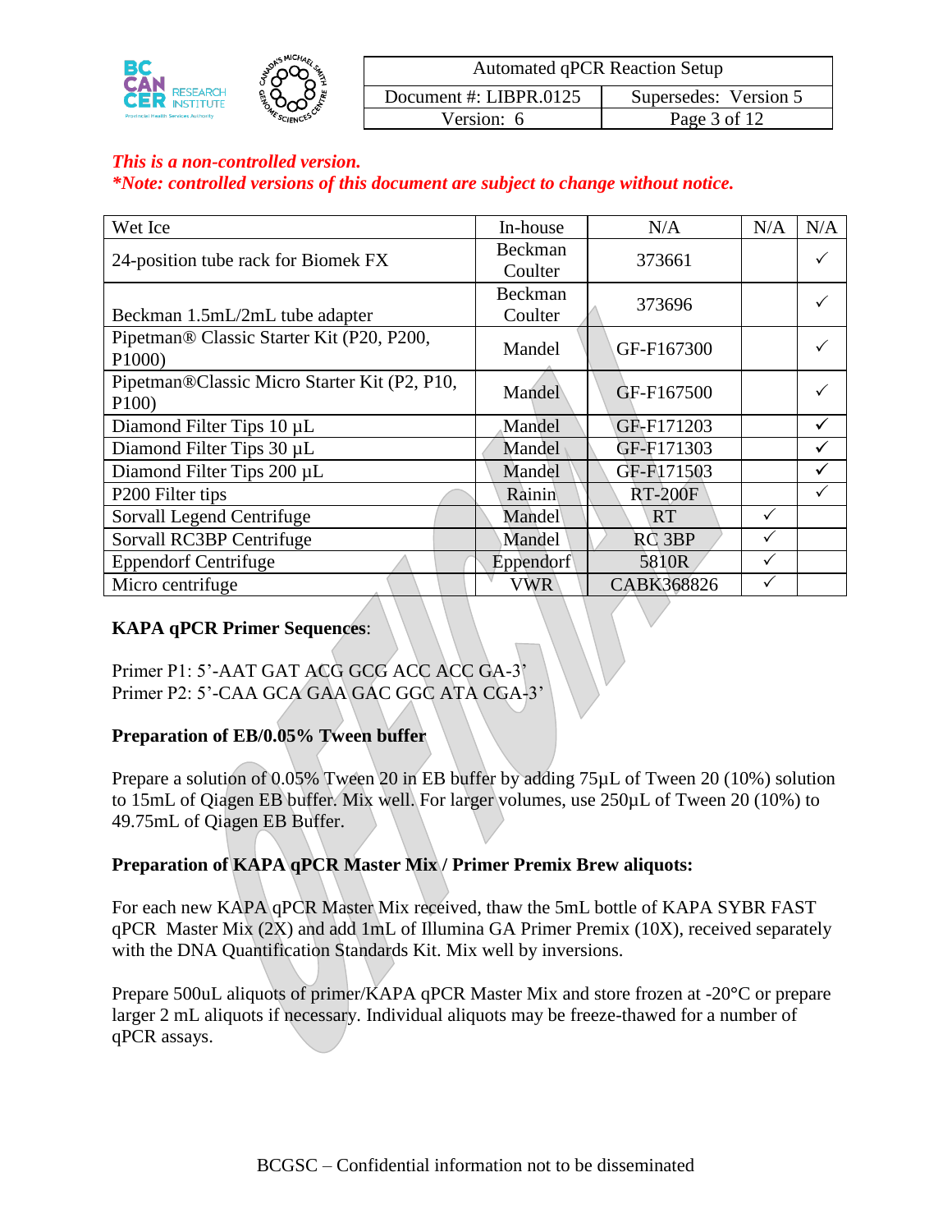*This is a non-controlled version.*
*\*Note: controlled versions of this document are subject to change without notice.*

| Wet Ice | In-house | N/A | N/A | N/A |
|---|---|---|---|---|
| 24-position tube rack for Biomek FX | Beckman Coulter | 373661 | | ✓ |
| Beckman 1.5mL/2mL tube adapter | Beckman Coulter | 373696 | | ✓ |
| Pipetman® Classic Starter Kit (P20, P200, P1000) | Mandel | GF-F167300 | | ✓ |
| Pipetman®Classic Micro Starter Kit (P2, P10, P100) | Mandel | GF-F167500 | | ✓ |
| Diamond Filter Tips 10 µL | Mandel | GF-F171203 | | ✓ |
| Diamond Filter Tips 30 µL | Mandel | GF-F171303 | | ✓ |
| Diamond Filter Tips 200 µL | Mandel | GF-F171503 | | ✓ |
| P200 Filter tips | Rainin | RT-200F | | ✓ |
| Sorvall Legend Centrifuge | Mandel | RT | ✓ | |
| Sorvall RC3BP Centrifuge | Mandel | RC 3BP | ✓ | |
| Eppendorf Centrifuge | Eppendorf | 5810R | ✓ | |
| Micro centrifuge | VWR | CABK368826 | ✓ | |

**KAPA qPCR Primer Sequences**:

Primer P1: 5'-AAT GAT ACG GCG ACC ACC GA-3'
Primer P2: 5'-CAA GCA GAA GAC GGC ATA CGA-3'

**Preparation of EB/0.05% Tween buffer**

Prepare a solution of 0.05% Tween 20 in EB buffer by adding 75µL of Tween 20 (10%) solution to 15mL of Qiagen EB buffer. Mix well. For larger volumes, use 250µL of Tween 20 (10%) to 49.75mL of Qiagen EB Buffer.

**Preparation of KAPA qPCR Master Mix / Primer Premix Brew aliquots:**

For each new KAPA qPCR Master Mix received, thaw the 5mL bottle of KAPA SYBR FAST qPCR Master Mix (2X) and add 1mL of Illumina GA Primer Premix (10X), received separately with the DNA Quantification Standards Kit. Mix well by inversions.

Prepare 500uL aliquots of primer/KAPA qPCR Master Mix and store frozen at -20°C or prepare larger 2 mL aliquots if necessary. Individual aliquots may be freeze-thawed for a number of qPCR assays.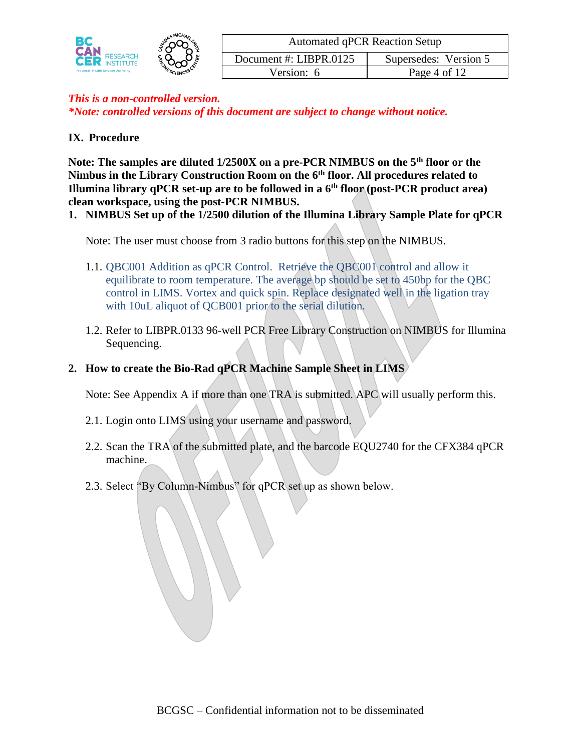*This is a non-controlled version.*
*\*Note: controlled versions of this document are subject to change without notice.*

## IX. Procedure

**Note: The samples are diluted 1/2500X on a pre-PCR NIMBUS on the 5th floor or the Nimbus in the Library Construction Room on the 6th floor. All procedures related to Illumina library qPCR set-up are to be followed in a 6th floor (post-PCR product area) clean workspace, using the post-PCR NIMBUS.**

### 1. NIMBUS Set up of the 1/2500 dilution of the Illumina Library Sample Plate for qPCR

Note: The user must choose from 3 radio buttons for this step on the NIMBUS.

1.1. QBC001 Addition as qPCR Control. Retrieve the QBC001 control and allow it equilibrate to room temperature. The average bp should be set to 450bp for the QBC control in LIMS. Vortex and quick spin. Replace designated well in the ligation tray with 10uL aliquot of QCB001 prior to the serial dilution.

1.2. Refer to LIBPR.0133 96-well PCR Free Library Construction on NIMBUS for Illumina Sequencing.

### 2. How to create the Bio-Rad qPCR Machine Sample Sheet in LIMS

Note: See Appendix A if more than one TRA is submitted. APC will usually perform this.

2.1. Login onto LIMS using your username and password.

2.2. Scan the TRA of the submitted plate, and the barcode EQU2740 for the CFX384 qPCR machine.

2.3. Select "By Column-Nimbus" for qPCR set up as shown below.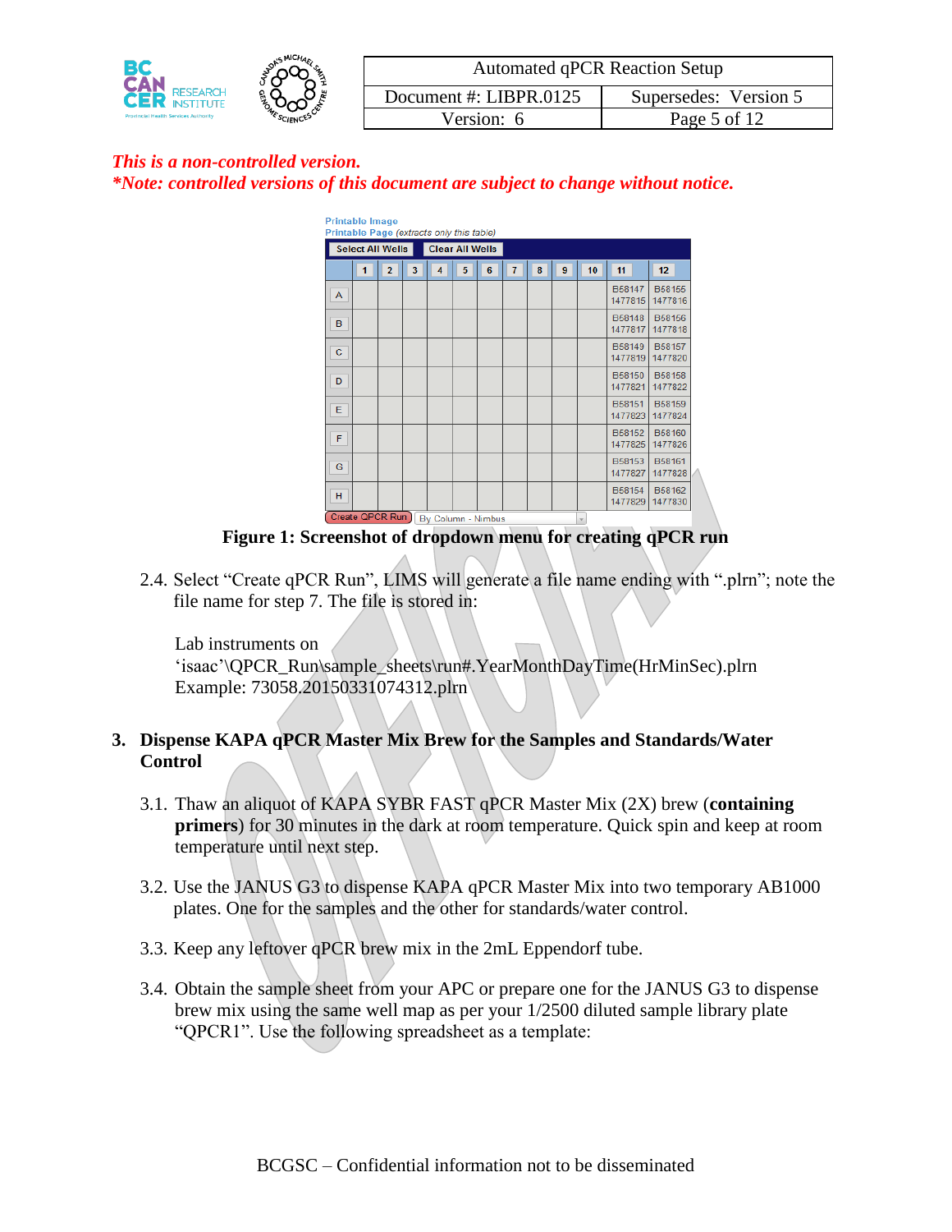Printable Image
Printable Page (extracts only this table)

Select All Wells | Clear All Wells

| | 1 | 2 | 3 | 4 | 5 | 6 | 7 | 8 | 9 | 10 | 11 | 12 |
|---|---|---|---|---|---|---|---|---|---|---|---|---|
| A | | | | | | | | | | | B58147 1477815 | B58155 1477816 |
| B | | | | | | | | | | | B58148 1477817 | B58156 1477818 |
| C | | | | | | | | | | | B58149 1477819 | B58157 1477820 |
| D | | | | | | | | | | | B58150 1477821 | B58158 1477822 |
| E | | | | | | | | | | | B58151 1477823 | B58159 1477824 |
| F | | | | | | | | | | | B58152 1477825 | B58160 1477826 |
| G | | | | | | | | | | | B58153 1477827 | B58161 1477828 |
| H | | | | | | | | | | | B58154 1477829 | B58162 1477830 |

Create QPCR Run | By Column - Nimbus

**Figure 1: Screenshot of dropdown menu for creating qPCR run**

2.4. Select "Create qPCR Run", LIMS will generate a file name ending with ".plrn"; note the file name for step 7. The file is stored in:

Lab instruments on
'isaac'\QPCR_Run\sample_sheets\run#.YearMonthDayTime(HrMinSec).plrn
Example: 73058.20150331074312.plrn

## 3. Dispense KAPA qPCR Master Mix Brew for the Samples and Standards/Water Control

3.1. Thaw an aliquot of KAPA SYBR FAST qPCR Master Mix (2X) brew (**containing primers**) for 30 minutes in the dark at room temperature. Quick spin and keep at room temperature until next step.

3.2. Use the JANUS G3 to dispense KAPA qPCR Master Mix into two temporary AB1000 plates. One for the samples and the other for standards/water control.

3.3. Keep any leftover qPCR brew mix in the 2mL Eppendorf tube.

3.4. Obtain the sample sheet from your APC or prepare one for the JANUS G3 to dispense brew mix using the same well map as per your 1/2500 diluted sample library plate "QPCR1". Use the following spreadsheet as a template: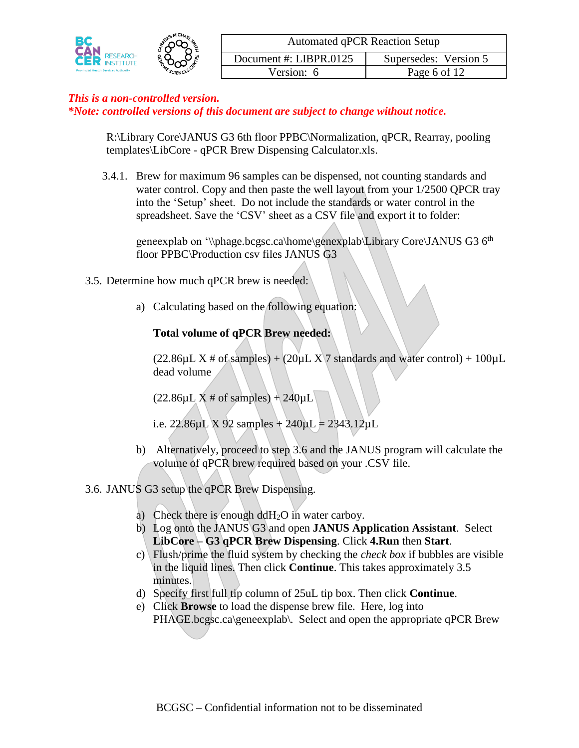*This is a non-controlled version.*
*\*Note: controlled versions of this document are subject to change without notice.*

R:\Library Core\JANUS G3 6th floor PPBC\Normalization, qPCR, Rearray, pooling templates\LibCore - qPCR Brew Dispensing Calculator.xls.

3.4.1. Brew for maximum 96 samples can be dispensed, not counting standards and water control. Copy and then paste the well layout from your 1/2500 QPCR tray into the 'Setup' sheet. Do not include the standards or water control in the spreadsheet. Save the 'CSV' sheet as a CSV file and export it to folder:

geneexplab on '\\phage.bcgsc.ca\home\genexplab\Library Core\JANUS G3 6th floor PPBC\Production csv files JANUS G3

3.5. Determine how much qPCR brew is needed:

a) Calculating based on the following equation:

**Total volume of qPCR Brew needed:**

(22.86µL X # of samples) + (20µL X 7 standards and water control) + 100µL dead volume

(22.86µL X # of samples) + 240µL

i.e. 22.86µL X 92 samples + 240µL = 2343.12µL

b) Alternatively, proceed to step 3.6 and the JANUS program will calculate the volume of qPCR brew required based on your .CSV file.

3.6. JANUS G3 setup the qPCR Brew Dispensing.

a) Check there is enough dd$H_2O$ in water carboy.
b) Log onto the JANUS G3 and open **JANUS Application Assistant**. Select **LibCore – G3 qPCR Brew Dispensing**. Click **4.Run** then **Start**.
c) Flush/prime the fluid system by checking the *check box* if bubbles are visible in the liquid lines. Then click **Continue**. This takes approximately 3.5 minutes.
d) Specify first full tip column of 25uL tip box. Then click **Continue**.
e) Click **Browse** to load the dispense brew file. Here, log into PHAGE.bcgsc.ca\geneexplab\. Select and open the appropriate qPCR Brew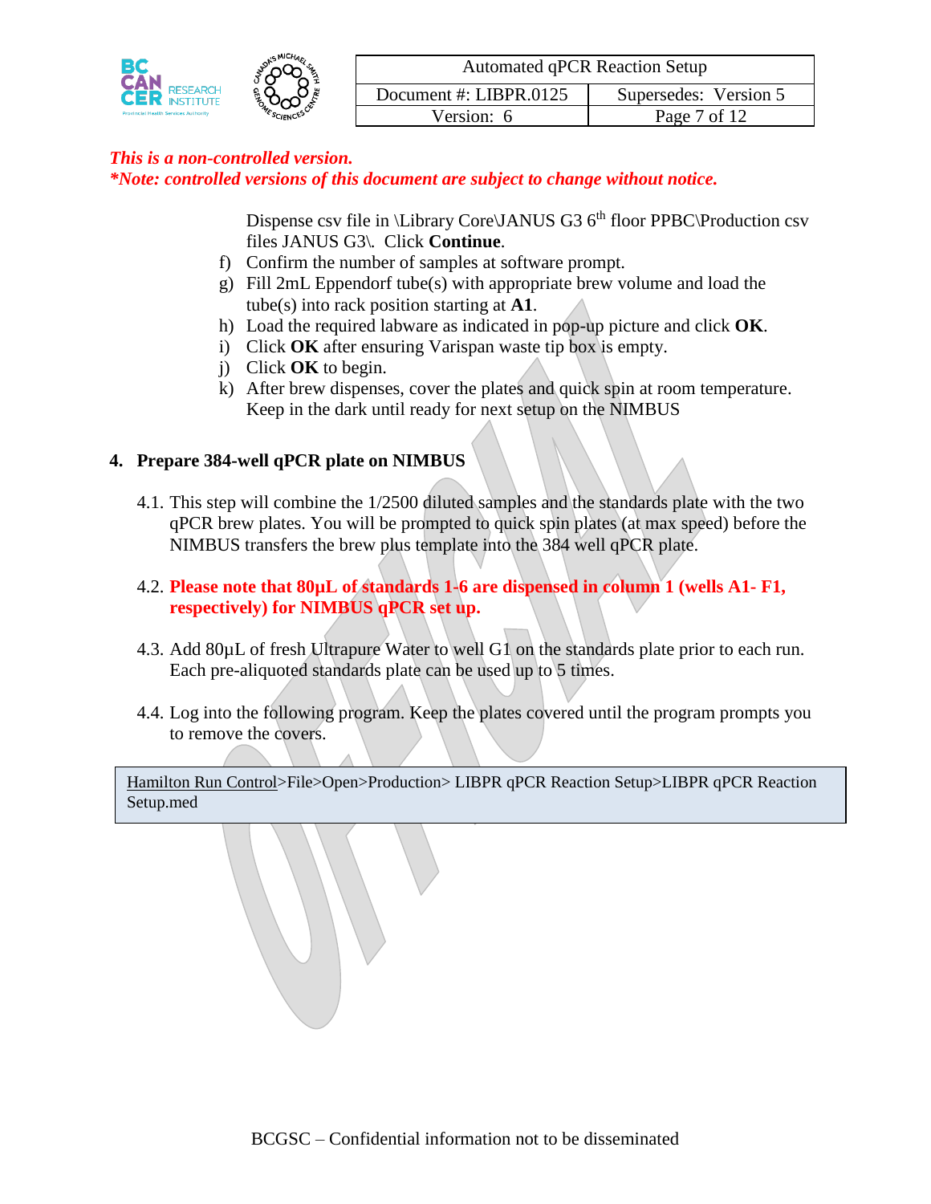*This is a non-controlled version.*
***Note: controlled versions of this document are subject to change without notice.***

Dispense csv file in \Library Core\JANUS G3 6th floor PPBC\Production csv files JANUS G3\. Click **Continue**.

f) Confirm the number of samples at software prompt.
g) Fill 2mL Eppendorf tube(s) with appropriate brew volume and load the tube(s) into rack position starting at **A1**.
h) Load the required labware as indicated in pop-up picture and click **OK**.
i) Click **OK** after ensuring Varispan waste tip box is empty.
j) Click **OK** to begin.
k) After brew dispenses, cover the plates and quick spin at room temperature. Keep in the dark until ready for next setup on the NIMBUS

## 4. Prepare 384-well qPCR plate on NIMBUS

4.1. This step will combine the 1/2500 diluted samples and the standards plate with the two qPCR brew plates. You will be prompted to quick spin plates (at max speed) before the NIMBUS transfers the brew plus template into the 384 well qPCR plate.

4.2. **Please note that 80µL of standards 1-6 are dispensed in column 1 (wells A1- F1, respectively) for NIMBUS qPCR set up.**

4.3. Add 80µL of fresh Ultrapure Water to well G1 on the standards plate prior to each run. Each pre-aliquoted standards plate can be used up to 5 times.

4.4. Log into the following program. Keep the plates covered until the program prompts you to remove the covers.

| Hamilton Run Control>File>Open>Production> LIBPR qPCR Reaction Setup>LIBPR qPCR Reaction Setup.med |
|---|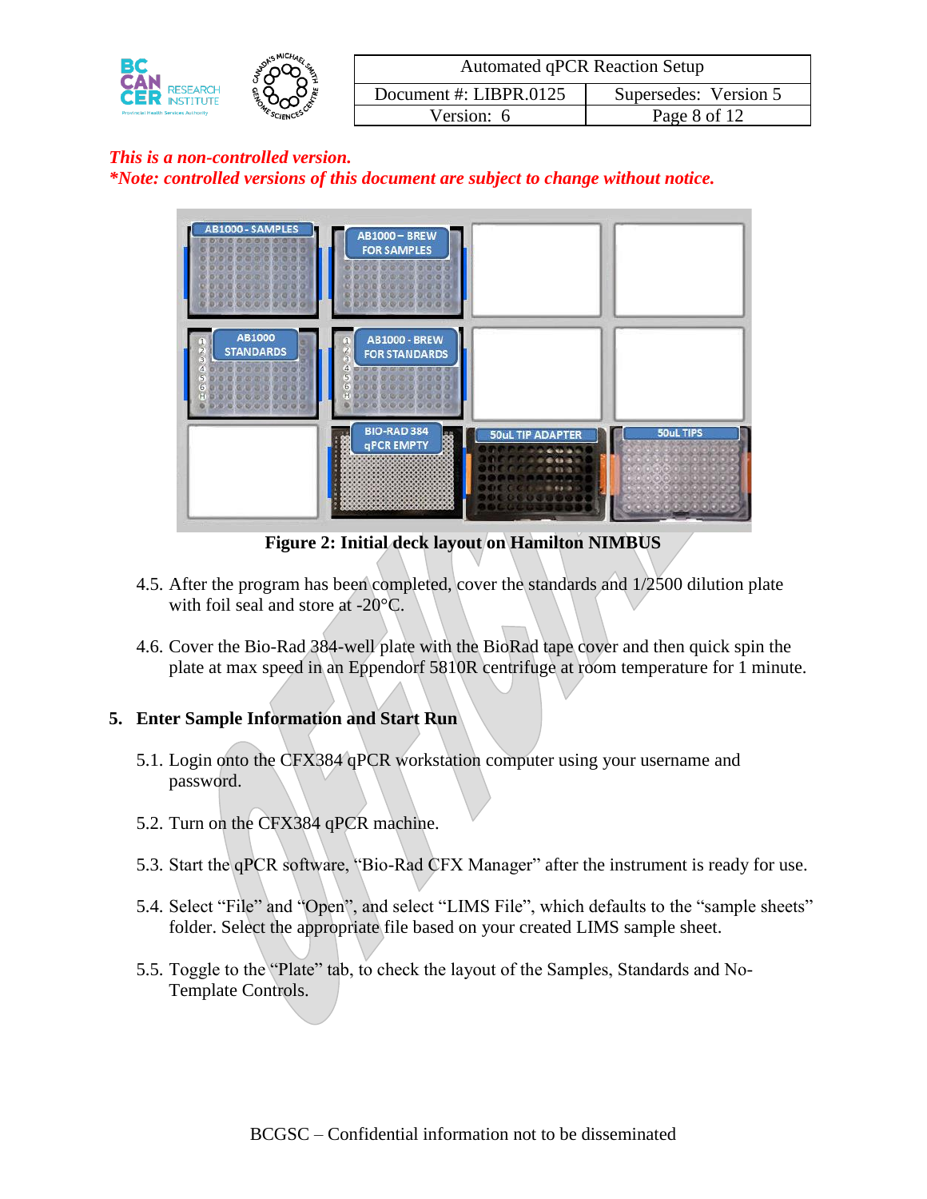*This is a non-controlled version.*
***Note: controlled versions of this document are subject to change without notice.***

**Figure 2: Initial deck layout on Hamilton NIMBUS**

4.5. After the program has been completed, cover the standards and 1/2500 dilution plate with foil seal and store at -20°C.

4.6. Cover the Bio-Rad 384-well plate with the BioRad tape cover and then quick spin the plate at max speed in an Eppendorf 5810R centrifuge at room temperature for 1 minute.

## 5. Enter Sample Information and Start Run

5.1. Login onto the CFX384 qPCR workstation computer using your username and password.

5.2. Turn on the CFX384 qPCR machine.

5.3. Start the qPCR software, "Bio-Rad CFX Manager" after the instrument is ready for use.

5.4. Select "File" and "Open", and select "LIMS File", which defaults to the "sample sheets" folder. Select the appropriate file based on your created LIMS sample sheet.

5.5. Toggle to the "Plate" tab, to check the layout of the Samples, Standards and No-Template Controls.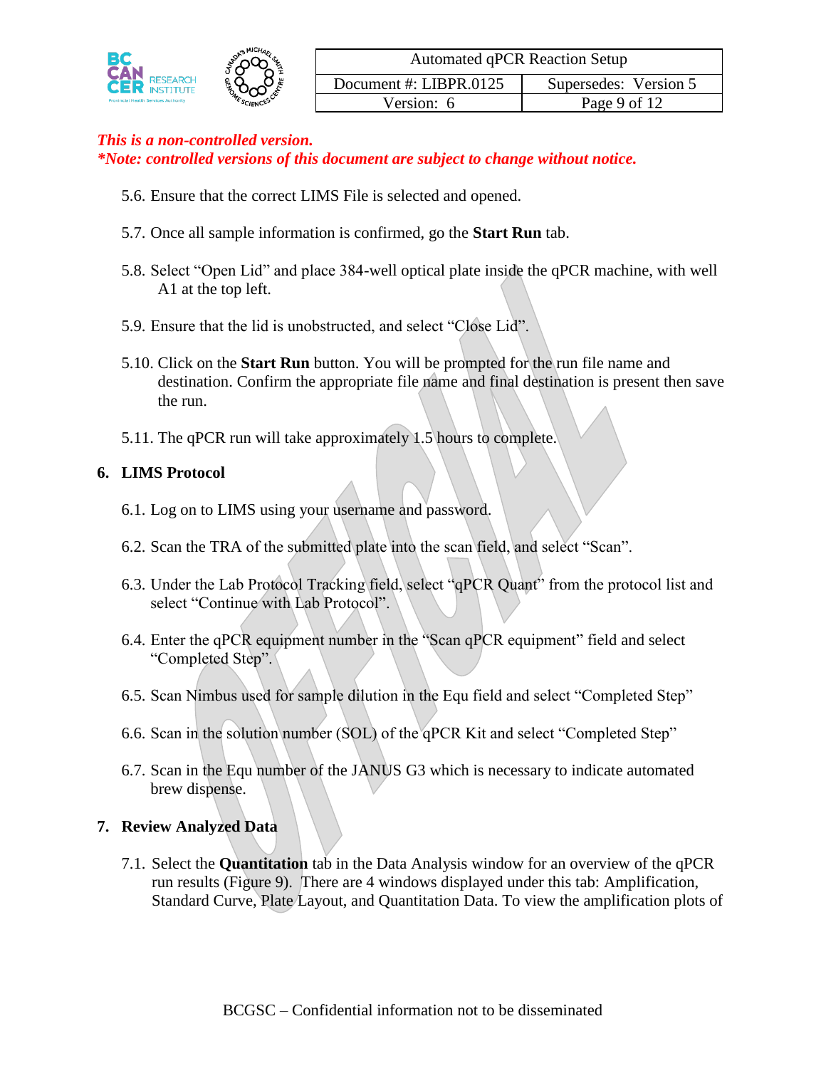*This is a non-controlled version.*
***Note: controlled versions of this document are subject to change without notice.***

5.6. Ensure that the correct LIMS File is selected and opened.

5.7. Once all sample information is confirmed, go the **Start Run** tab.

5.8. Select "Open Lid" and place 384-well optical plate inside the qPCR machine, with well A1 at the top left.

5.9. Ensure that the lid is unobstructed, and select "Close Lid".

5.10. Click on the **Start Run** button. You will be prompted for the run file name and destination. Confirm the appropriate file name and final destination is present then save the run.

5.11. The qPCR run will take approximately 1.5 hours to complete.

## 6. LIMS Protocol

6.1. Log on to LIMS using your username and password.

6.2. Scan the TRA of the submitted plate into the scan field, and select "Scan".

6.3. Under the Lab Protocol Tracking field, select "qPCR Quant" from the protocol list and select "Continue with Lab Protocol".

6.4. Enter the qPCR equipment number in the "Scan qPCR equipment" field and select "Completed Step".

6.5. Scan Nimbus used for sample dilution in the Equ field and select "Completed Step"

6.6. Scan in the solution number (SOL) of the qPCR Kit and select "Completed Step"

6.7. Scan in the Equ number of the JANUS G3 which is necessary to indicate automated brew dispense.

## 7. Review Analyzed Data

7.1. Select the **Quantitation** tab in the Data Analysis window for an overview of the qPCR run results (Figure 9). There are 4 windows displayed under this tab: Amplification, Standard Curve, Plate Layout, and Quantitation Data. To view the amplification plots of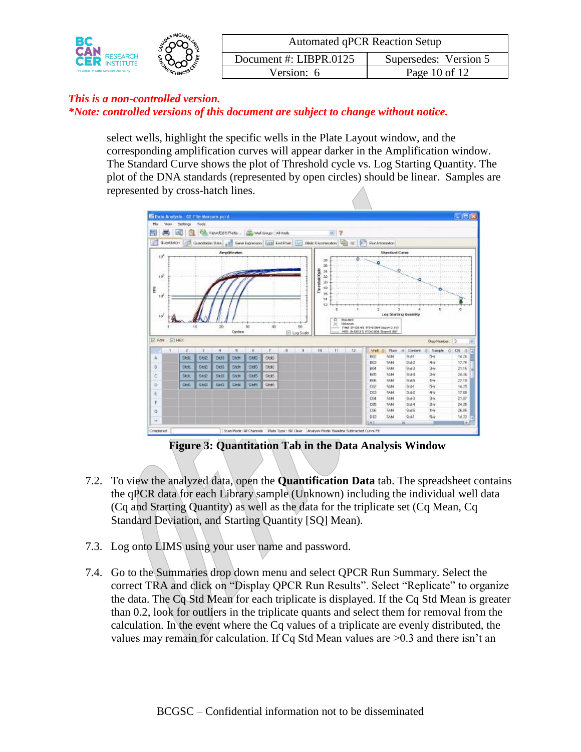*This is a non-controlled version.*
*\*Note: controlled versions of this document are subject to change without notice.*

select wells, highlight the specific wells in the Plate Layout window, and the corresponding amplification curves will appear darker in the Amplification window. The Standard Curve shows the plot of Threshold cycle vs. Log Starting Quantity. The plot of the DNA standards (represented by open circles) should be linear. Samples are represented by cross-hatch lines.

**Figure 3: Quantitation Tab in the Data Analysis Window**

7.2. To view the analyzed data, open the **Quantification Data** tab. The spreadsheet contains the qPCR data for each Library sample (Unknown) including the individual well data (Cq and Starting Quantity) as well as the data for the triplicate set (Cq Mean, Cq Standard Deviation, and Starting Quantity [SQ] Mean).

7.3. Log onto LIMS using your user name and password.

7.4. Go to the Summaries drop down menu and select QPCR Run Summary. Select the correct TRA and click on "Display QPCR Run Results". Select "Replicate" to organize the data. The Cq Std Mean for each triplicate is displayed. If the Cq Std Mean is greater than 0.2, look for outliers in the triplicate quants and select them for removal from the calculation. In the event where the Cq values of a triplicate are evenly distributed, the values may remain for calculation. If Cq Std Mean values are >0.3 and there isn't an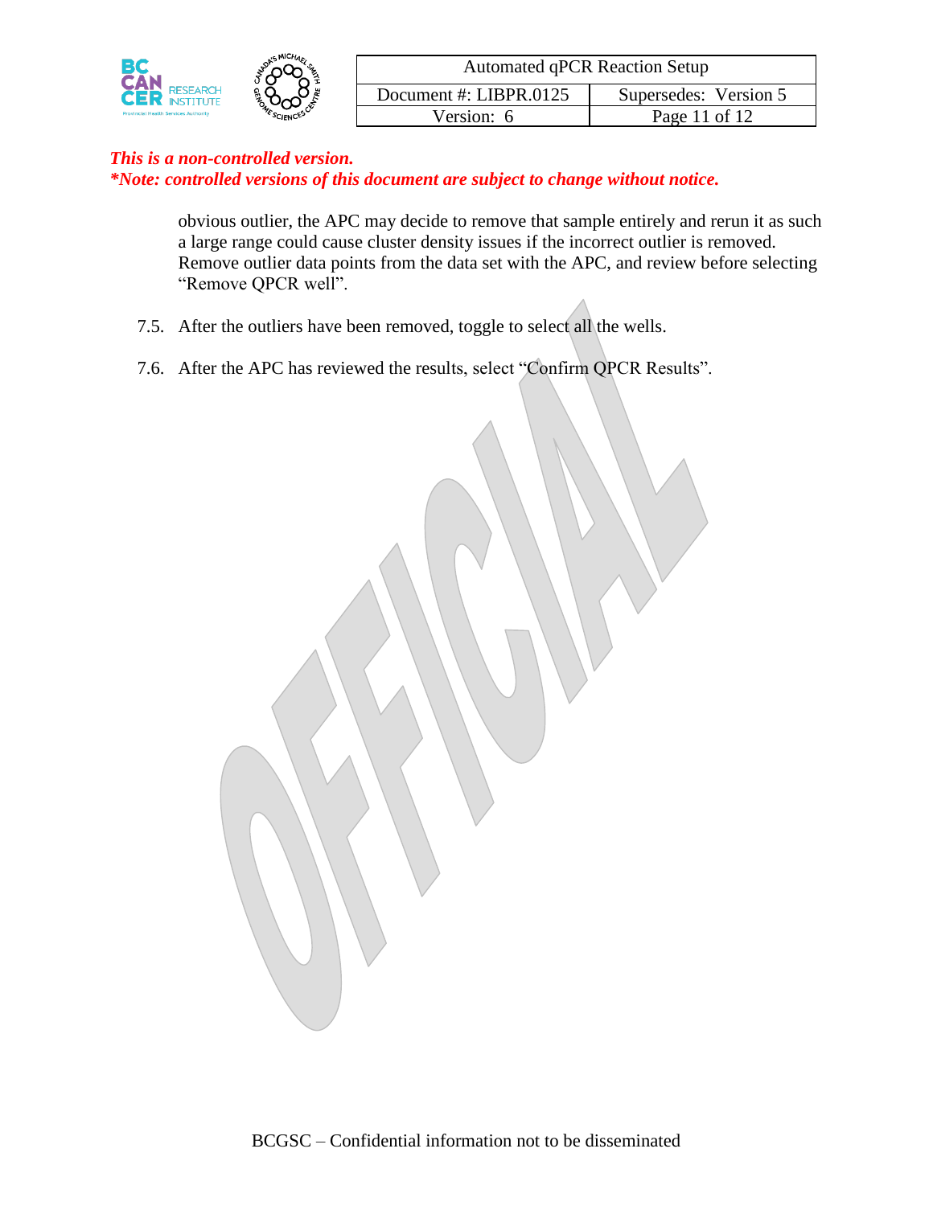*This is a non-controlled version.*
***Note: controlled versions of this document are subject to change without notice.***

obvious outlier, the APC may decide to remove that sample entirely and rerun it as such a large range could cause cluster density issues if the incorrect outlier is removed. Remove outlier data points from the data set with the APC, and review before selecting "Remove QPCR well".

7.5. After the outliers have been removed, toggle to select all the wells.

7.6. After the APC has reviewed the results, select "Confirm QPCR Results".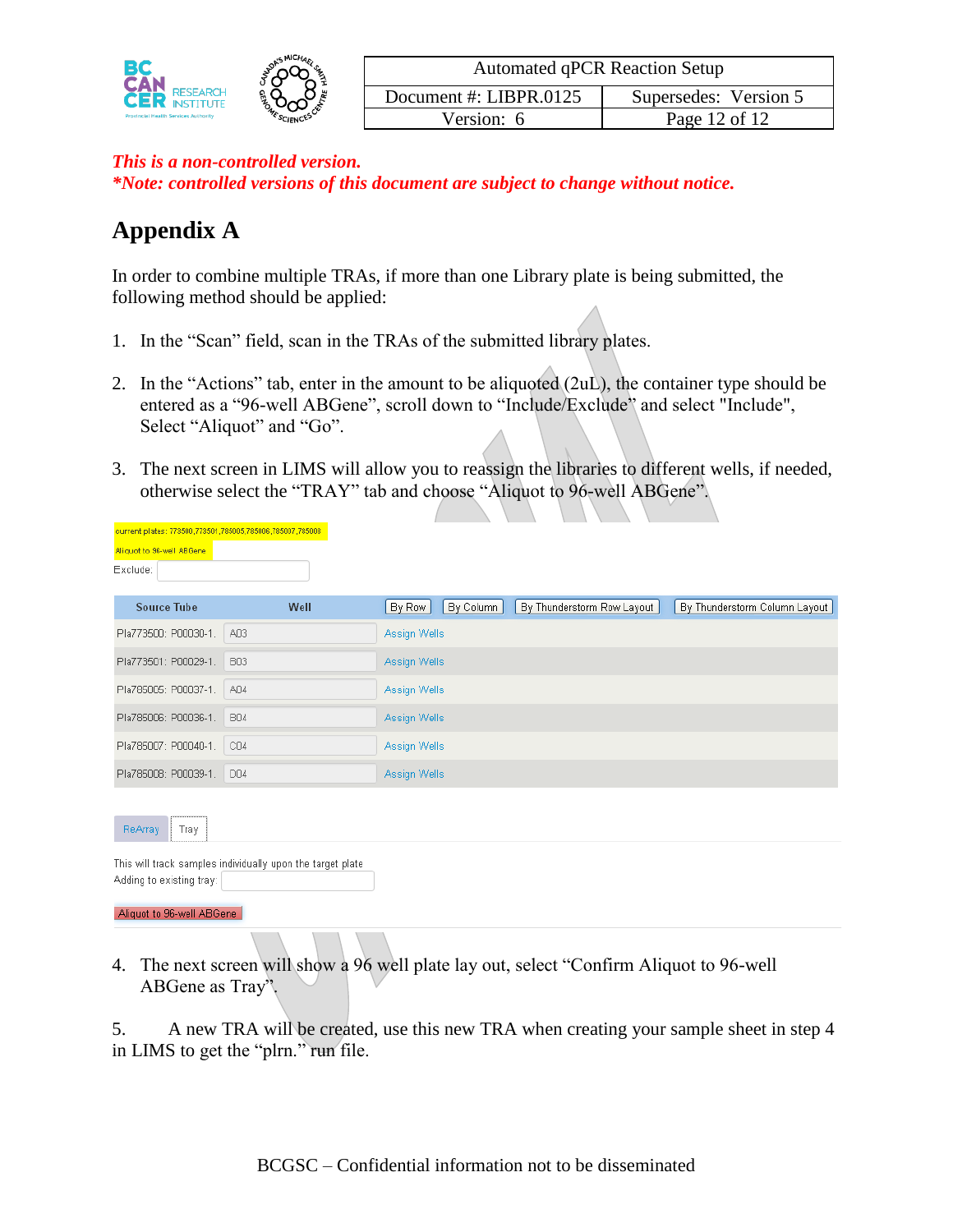*This is a non-controlled version.*
*\*Note: controlled versions of this document are subject to change without notice.*

# Appendix A

In order to combine multiple TRAs, if more than one Library plate is being submitted, the following method should be applied:

1. In the "Scan" field, scan in the TRAs of the submitted library plates.

2. In the "Actions" tab, enter in the amount to be aliquoted (2uL), the container type should be entered as a "96-well ABGene", scroll down to "Include/Exclude" and select "Include", Select "Aliquot" and "Go".

3. The next screen in LIMS will allow you to reassign the libraries to different wells, if needed, otherwise select the "TRAY" tab and choose "Aliquot to 96-well ABGene".

current plates: 773500,773501,785005,785006,785007,785008

Aliquot to 96-well ABGene

Exclude:

| Source Tube | Well | By Row / By Column / By Thunderstorm Row Layout / By Thunderstorm Column Layout |
|---|---|---|
| Pla773500: P00030-1. | A03 | Assign Wells |
| Pla773501: P00029-1. | B03 | Assign Wells |
| Pla785005: P00037-1. | A04 | Assign Wells |
| Pla785006: P00036-1. | B04 | Assign Wells |
| Pla785007: P00040-1. | C04 | Assign Wells |
| Pla785008: P00039-1. | D04 | Assign Wells |

ReArray | Tray

This will track samples individually upon the target plate

Adding to existing tray:

Aliquot to 96-well ABGene

4. The next screen will show a 96 well plate lay out, select "Confirm Aliquot to 96-well ABGene as Tray".

5. A new TRA will be created, use this new TRA when creating your sample sheet in step 4 in LIMS to get the "plrn." run file.

BCGSC – Confidential information not to be disseminated